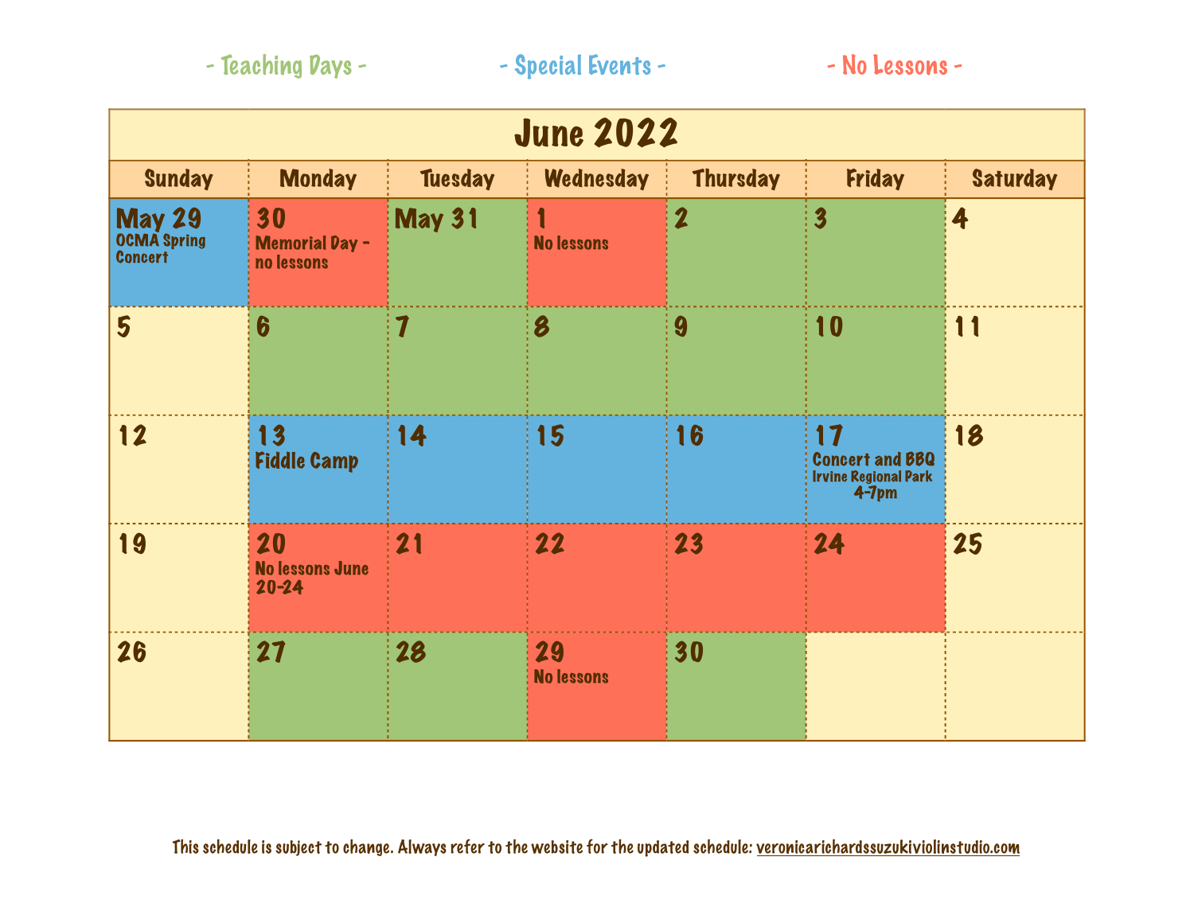- Teaching Days - &nbsp;&nbsp;&nbsp; - Special Events - &nbsp;&nbsp;&nbsp; - No Lessons -

# June 2022

| Sunday | Monday | Tuesday | Wednesday | Thursday | Friday | Saturday |
|---|---|---|---|---|---|---|
| May 29 OCMA Spring Concert | 30 Memorial Day - no lessons | May 31 | 1 No lessons | 2 | 3 | 4 |
| 5 | 6 | 7 | 8 | 9 | 10 | 11 |
| 12 | 13 Fiddle Camp | 14 | 15 | 16 | 17 Concert and BBQ Irvine Regional Park 4-7pm | 18 |
| 19 | 20 No lessons June 20-24 | 21 | 22 | 23 | 24 | 25 |
| 26 | 27 | 28 | 29 No lessons | 30 | | |

This schedule is subject to change. Always refer to the website for the updated schedule: veronicarichardssuzukiviolinstudio.com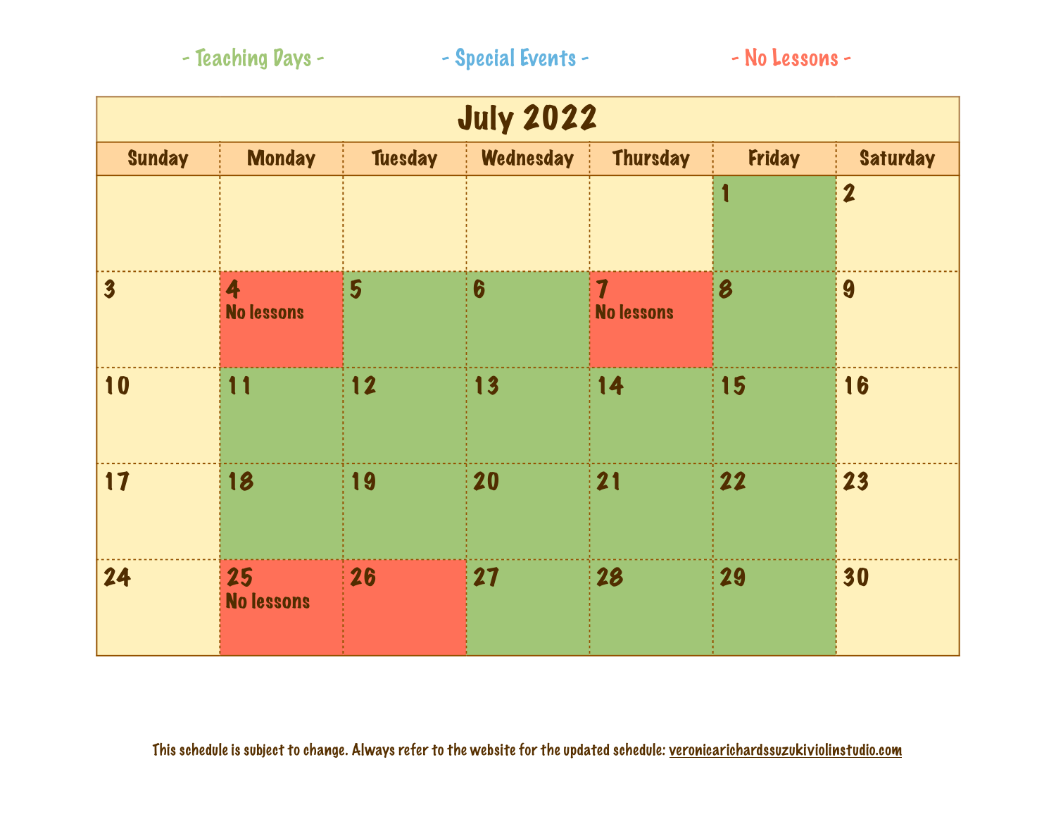- Teaching Days - - Special Events - - No Lessons -

| July 2022 | | | | | | |
|---|---|---|---|---|---|---|
| **Sunday** | **Monday** | **Tuesday** | **Wednesday** | **Thursday** | **Friday** | **Saturday** |
| | | | | | 1 | 2 |
| 3 | 4 No lessons | 5 | 6 | 7 No lessons | 8 | 9 |
| 10 | 11 | 12 | 13 | 14 | 15 | 16 |
| 17 | 18 | 19 | 20 | 21 | 22 | 23 |
| 24 | 25 No lessons | 26 | 27 | 28 | 29 | 30 |

This schedule is subject to change. Always refer to the website for the updated schedule: veronicarichardssuzukiviolinstudio.com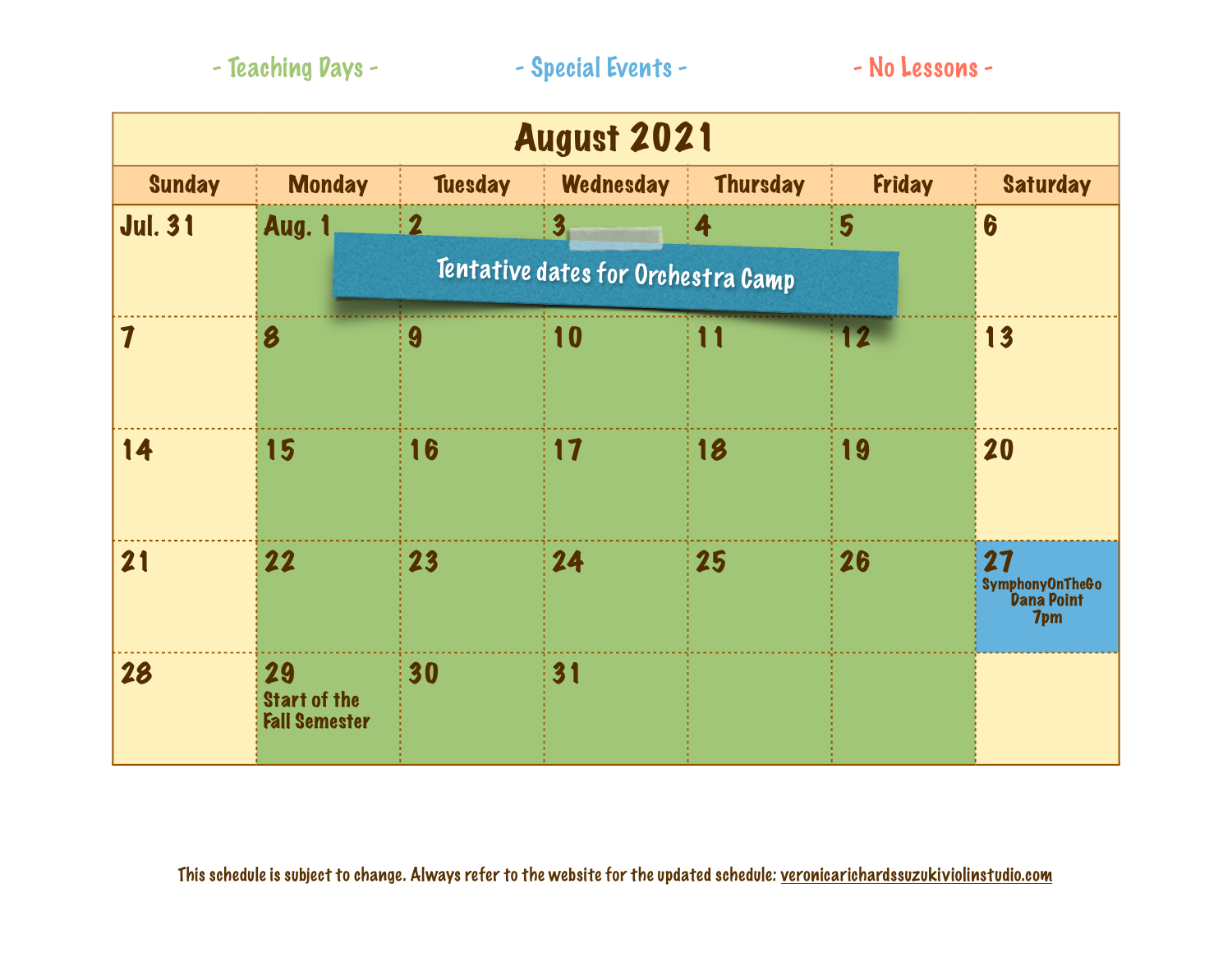- Teaching Days - - Special Events - - No Lessons -

# August 2021

| Sunday | Monday | Tuesday | Wednesday | Thursday | Friday | Saturday |
| --- | --- | --- | --- | --- | --- | --- |
| Jul. 31 | Aug. 1 | 2 | 3 | 4 | 5 | 6 |
| 7 | 8 | 9 | 10 | 11 | 12 | 13 |
| 14 | 15 | 16 | 17 | 18 | 19 | 20 |
| 21 | 22 | 23 | 24 | 25 | 26 | 27 SymphonyOnTheGo Dana Point 7pm |
| 28 | 29 Start of the Fall Semester | 30 | 31 | | | |

Tentative dates for Orchestra Camp

This schedule is subject to change. Always refer to the website for the updated schedule: veronicarichardssuzukiviolinstudio.com